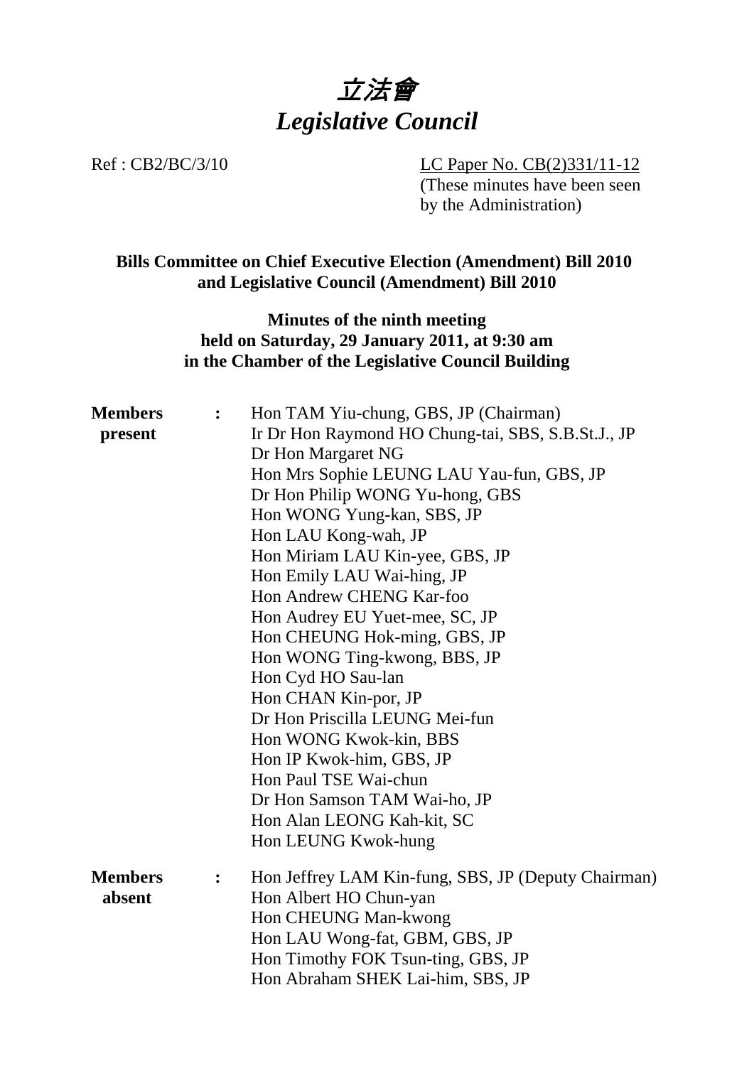# 立法會
# *Legislative Council*

Ref : CB2/BC/3/10

LC Paper No. CB(2)331/11-12
(These minutes have been seen by the Administration)

**Bills Committee on Chief Executive Election (Amendment) Bill 2010 and Legislative Council (Amendment) Bill 2010**

**Minutes of the ninth meeting held on Saturday, 29 January 2011, at 9:30 am in the Chamber of the Legislative Council Building**

| | | |
|---|---|---|
| **Members present** | **:** | Hon TAM Yiu-chung, GBS, JP (Chairman)<br>Ir Dr Hon Raymond HO Chung-tai, SBS, S.B.St.J., JP<br>Dr Hon Margaret NG<br>Hon Mrs Sophie LEUNG LAU Yau-fun, GBS, JP<br>Dr Hon Philip WONG Yu-hong, GBS<br>Hon WONG Yung-kan, SBS, JP<br>Hon LAU Kong-wah, JP<br>Hon Miriam LAU Kin-yee, GBS, JP<br>Hon Emily LAU Wai-hing, JP<br>Hon Andrew CHENG Kar-foo<br>Hon Audrey EU Yuet-mee, SC, JP<br>Hon CHEUNG Hok-ming, GBS, JP<br>Hon WONG Ting-kwong, BBS, JP<br>Hon Cyd HO Sau-lan<br>Hon CHAN Kin-por, JP<br>Dr Hon Priscilla LEUNG Mei-fun<br>Hon WONG Kwok-kin, BBS<br>Hon IP Kwok-him, GBS, JP<br>Hon Paul TSE Wai-chun<br>Dr Hon Samson TAM Wai-ho, JP<br>Hon Alan LEONG Kah-kit, SC<br>Hon LEUNG Kwok-hung |
| **Members absent** | **:** | Hon Jeffrey LAM Kin-fung, SBS, JP (Deputy Chairman)<br>Hon Albert HO Chun-yan<br>Hon CHEUNG Man-kwong<br>Hon LAU Wong-fat, GBM, GBS, JP<br>Hon Timothy FOK Tsun-ting, GBS, JP<br>Hon Abraham SHEK Lai-him, SBS, JP |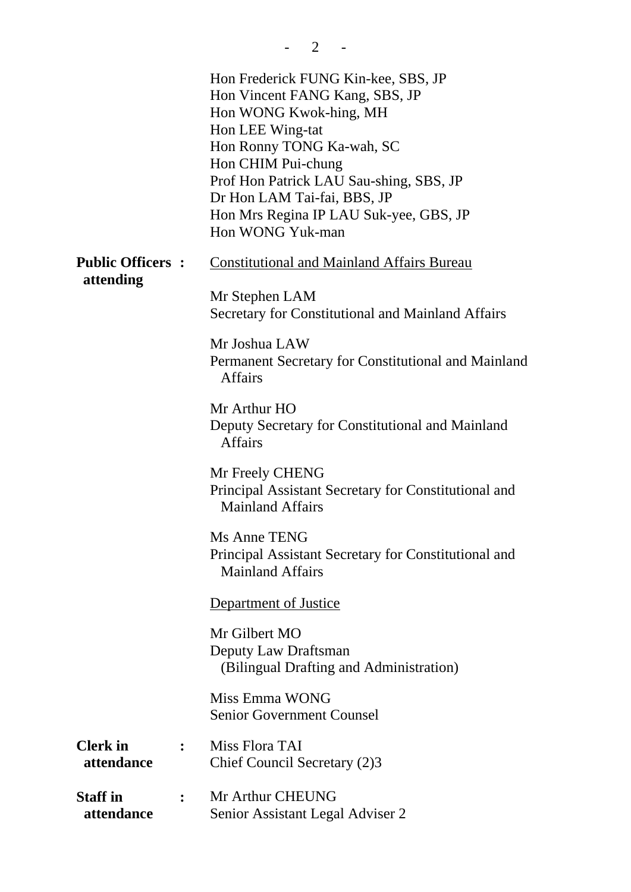Hon Frederick FUNG Kin-kee, SBS, JP
Hon Vincent FANG Kang, SBS, JP
Hon WONG Kwok-hing, MH
Hon LEE Wing-tat
Hon Ronny TONG Ka-wah, SC
Hon CHIM Pui-chung
Prof Hon Patrick LAU Sau-shing, SBS, JP
Dr Hon LAM Tai-fai, BBS, JP
Hon Mrs Regina IP LAU Suk-yee, GBS, JP
Hon WONG Yuk-man

**Public Officers attending :**

Constitutional and Mainland Affairs Bureau

Mr Stephen LAM
Secretary for Constitutional and Mainland Affairs

Mr Joshua LAW
Permanent Secretary for Constitutional and Mainland Affairs

Mr Arthur HO
Deputy Secretary for Constitutional and Mainland Affairs

Mr Freely CHENG
Principal Assistant Secretary for Constitutional and Mainland Affairs

Ms Anne TENG
Principal Assistant Secretary for Constitutional and Mainland Affairs

Department of Justice

Mr Gilbert MO
Deputy Law Draftsman
(Bilingual Drafting and Administration)

Miss Emma WONG
Senior Government Counsel

**Clerk in attendance :**

Miss Flora TAI
Chief Council Secretary (2)3

**Staff in attendance :**

Mr Arthur CHEUNG
Senior Assistant Legal Adviser 2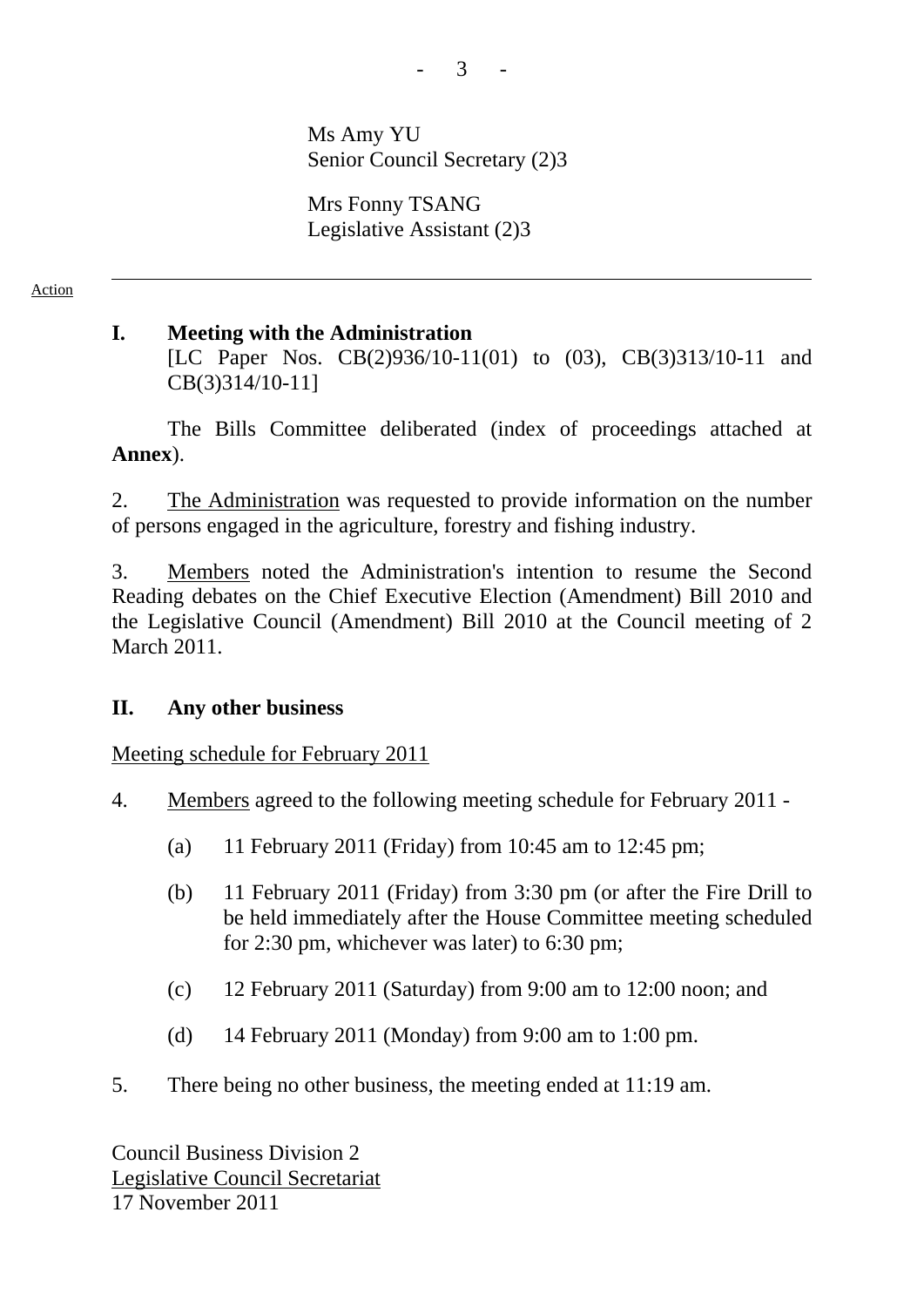Ms Amy YU
Senior Council Secretary (2)3

Mrs Fonny TSANG
Legislative Assistant (2)3

---

Action

## I. Meeting with the Administration

[LC Paper Nos. CB(2)936/10-11(01) to (03), CB(3)313/10-11 and CB(3)314/10-11]

The Bills Committee deliberated (index of proceedings attached at **Annex**).

2. The Administration was requested to provide information on the number of persons engaged in the agriculture, forestry and fishing industry.

3. Members noted the Administration's intention to resume the Second Reading debates on the Chief Executive Election (Amendment) Bill 2010 and the Legislative Council (Amendment) Bill 2010 at the Council meeting of 2 March 2011.

## II. Any other business

Meeting schedule for February 2011

4. Members agreed to the following meeting schedule for February 2011 -

   (a) 11 February 2011 (Friday) from 10:45 am to 12:45 pm;

   (b) 11 February 2011 (Friday) from 3:30 pm (or after the Fire Drill to be held immediately after the House Committee meeting scheduled for 2:30 pm, whichever was later) to 6:30 pm;

   (c) 12 February 2011 (Saturday) from 9:00 am to 12:00 noon; and

   (d) 14 February 2011 (Monday) from 9:00 am to 1:00 pm.

5. There being no other business, the meeting ended at 11:19 am.

Council Business Division 2
Legislative Council Secretariat
17 November 2011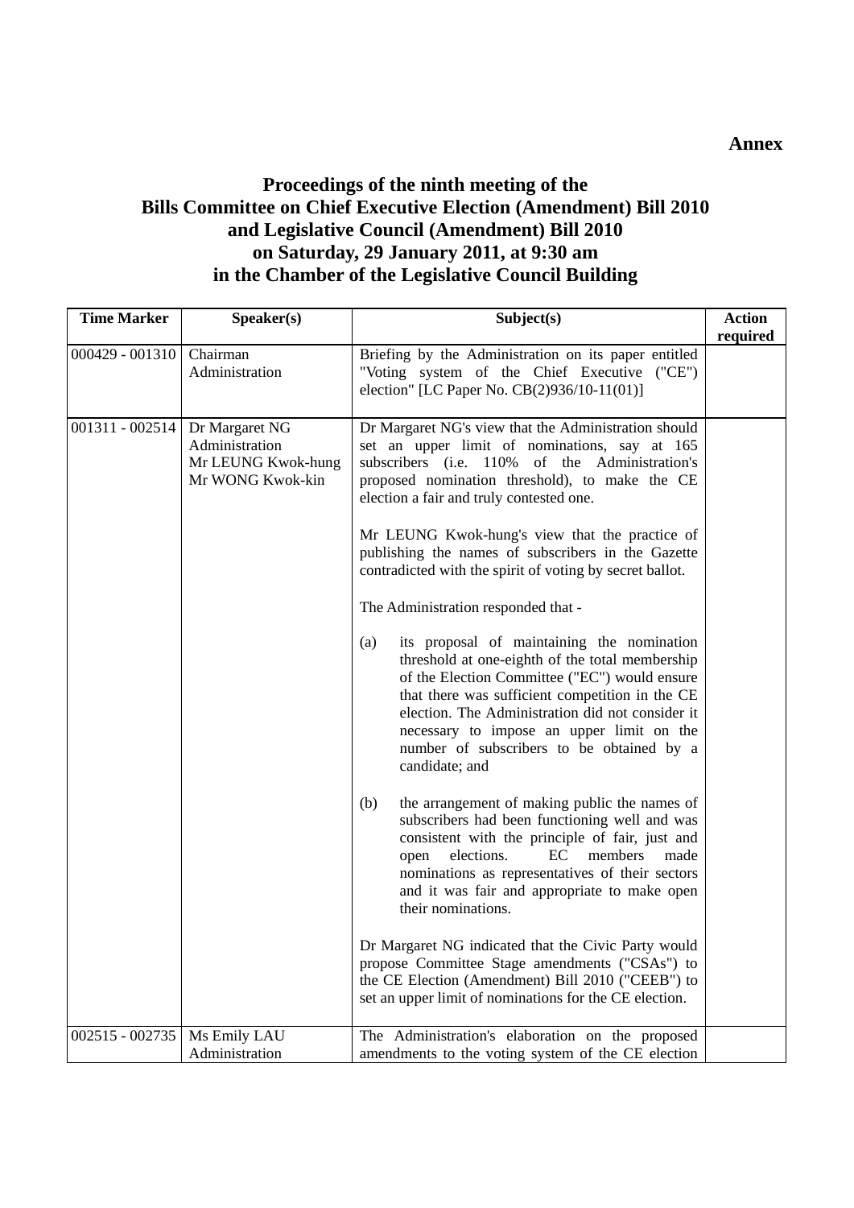**Annex**

# Proceedings of the ninth meeting of the Bills Committee on Chief Executive Election (Amendment) Bill 2010 and Legislative Council (Amendment) Bill 2010 on Saturday, 29 January 2011, at 9:30 am in the Chamber of the Legislative Council Building

| Time Marker | Speaker(s) | Subject(s) | Action required |
|---|---|---|---|
| 000429 - 001310 | Chairman<br>Administration | Briefing by the Administration on its paper entitled "Voting system of the Chief Executive ("CE") election" [LC Paper No. CB(2)936/10-11(01)] | |
| 001311 - 002514 | Dr Margaret NG<br>Administration<br>Mr LEUNG Kwok-hung<br>Mr WONG Kwok-kin | Dr Margaret NG's view that the Administration should set an upper limit of nominations, say at 165 subscribers (i.e. 110% of the Administration's proposed nomination threshold), to make the CE election a fair and truly contested one.<br><br>Mr LEUNG Kwok-hung's view that the practice of publishing the names of subscribers in the Gazette contradicted with the spirit of voting by secret ballot.<br><br>The Administration responded that -<br><br>(a) its proposal of maintaining the nomination threshold at one-eighth of the total membership of the Election Committee ("EC") would ensure that there was sufficient competition in the CE election. The Administration did not consider it necessary to impose an upper limit on the number of subscribers to be obtained by a candidate; and<br><br>(b) the arrangement of making public the names of subscribers had been functioning well and was consistent with the principle of fair, just and open elections. EC members made nominations as representatives of their sectors and it was fair and appropriate to make open their nominations.<br><br>Dr Margaret NG indicated that the Civic Party would propose Committee Stage amendments ("CSAs") to the CE Election (Amendment) Bill 2010 ("CEEB") to set an upper limit of nominations for the CE election. | |
| 002515 - 002735 | Ms Emily LAU<br>Administration | The Administration's elaboration on the proposed amendments to the voting system of the CE election | |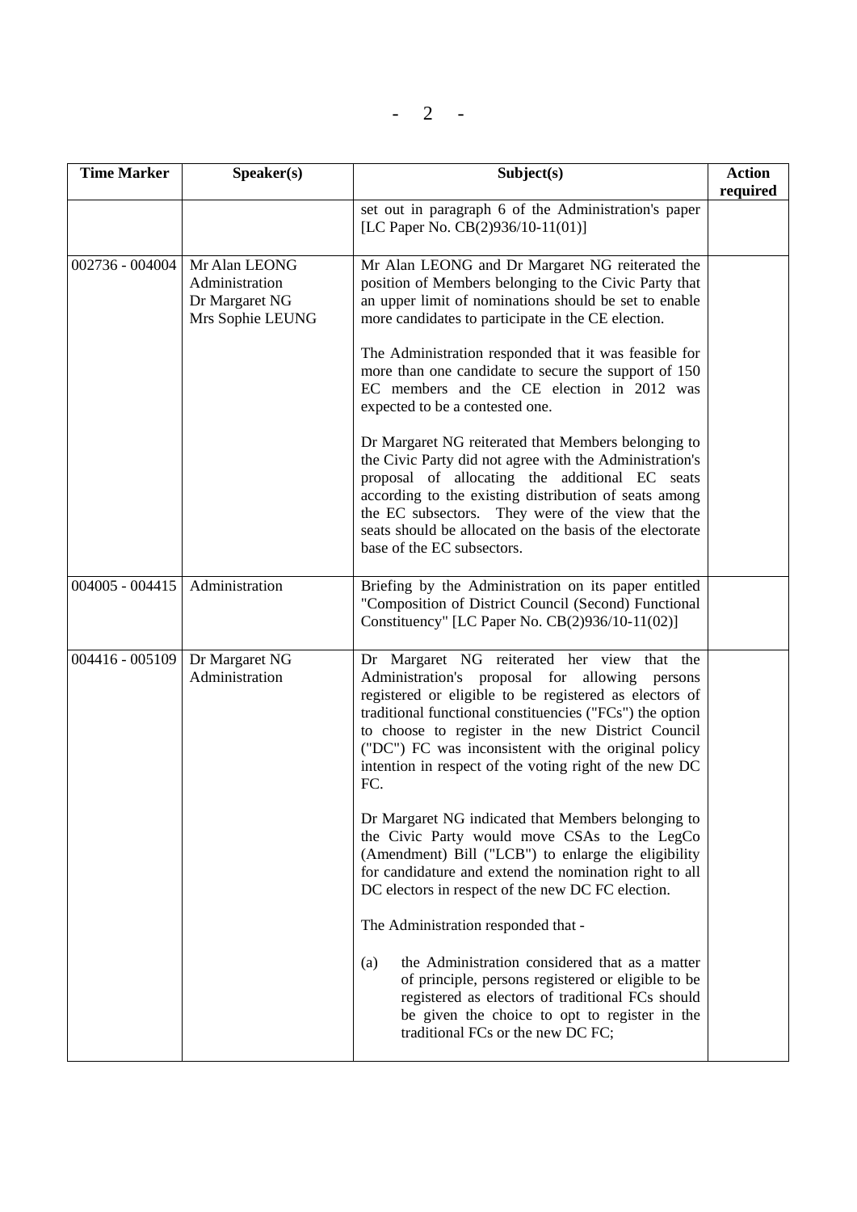| Time Marker | Speaker(s) | Subject(s) | Action required |
|---|---|---|---|
| | | set out in paragraph 6 of the Administration's paper [LC Paper No. CB(2)936/10-11(01)] | |
| 002736 - 004004 | Mr Alan LEONG<br>Administration<br>Dr Margaret NG<br>Mrs Sophie LEUNG | Mr Alan LEONG and Dr Margaret NG reiterated the position of Members belonging to the Civic Party that an upper limit of nominations should be set to enable more candidates to participate in the CE election.<br><br>The Administration responded that it was feasible for more than one candidate to secure the support of 150 EC members and the CE election in 2012 was expected to be a contested one.<br><br>Dr Margaret NG reiterated that Members belonging to the Civic Party did not agree with the Administration's proposal of allocating the additional EC seats according to the existing distribution of seats among the EC subsectors. They were of the view that the seats should be allocated on the basis of the electorate base of the EC subsectors. | |
| 004005 - 004415 | Administration | Briefing by the Administration on its paper entitled "Composition of District Council (Second) Functional Constituency" [LC Paper No. CB(2)936/10-11(02)] | |
| 004416 - 005109 | Dr Margaret NG<br>Administration | Dr Margaret NG reiterated her view that the Administration's proposal for allowing persons registered or eligible to be registered as electors of traditional functional constituencies ("FCs") the option to choose to register in the new District Council ("DC") FC was inconsistent with the original policy intention in respect of the voting right of the new DC FC.<br><br>Dr Margaret NG indicated that Members belonging to the Civic Party would move CSAs to the LegCo (Amendment) Bill ("LCB") to enlarge the eligibility for candidature and extend the nomination right to all DC electors in respect of the new DC FC election.<br><br>The Administration responded that -<br><br>(a) the Administration considered that as a matter of principle, persons registered or eligible to be registered as electors of traditional FCs should be given the choice to opt to register in the traditional FCs or the new DC FC; | |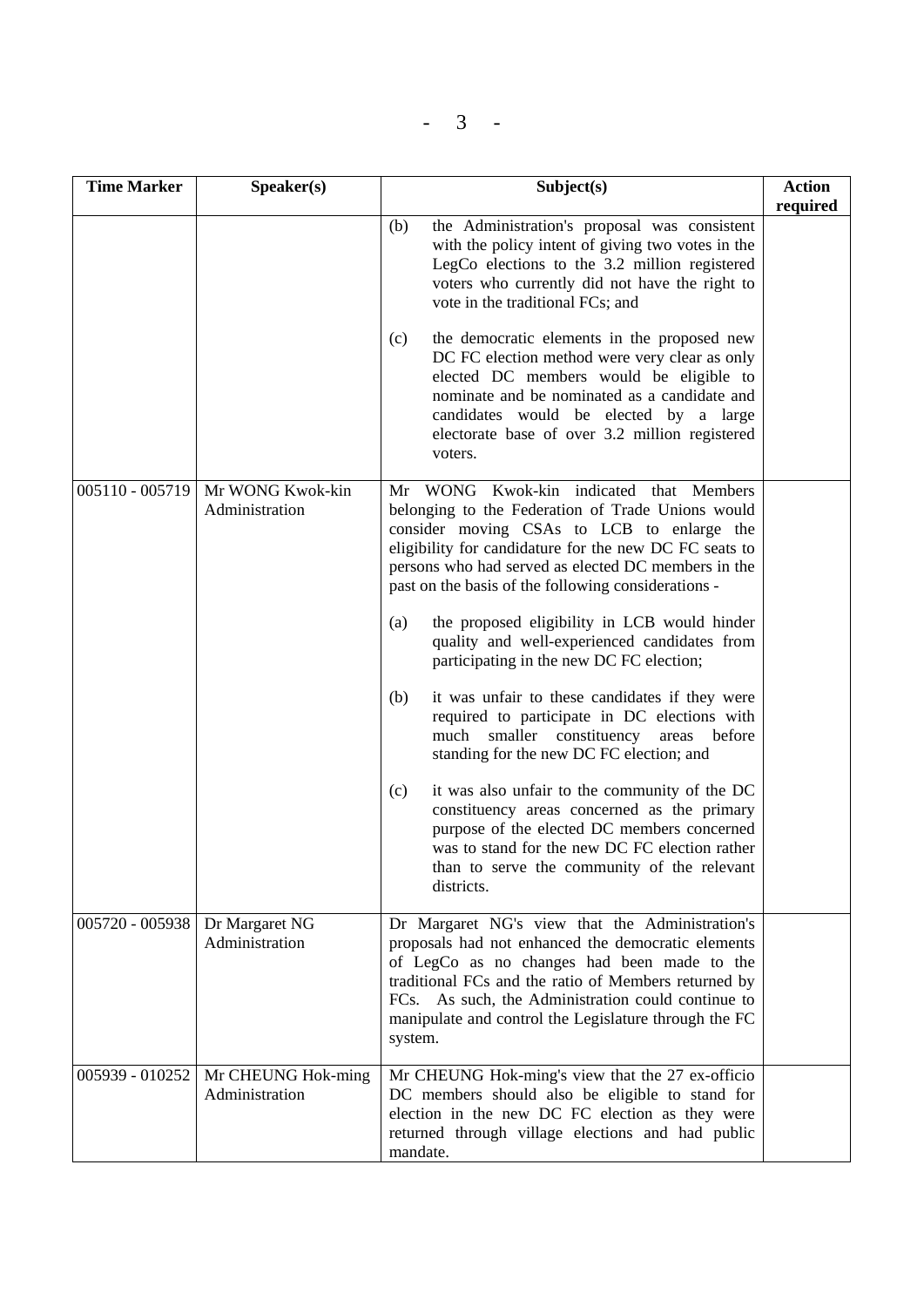| Time Marker | Speaker(s) | Subject(s) | Action required |
|---|---|---|---|
| | | (b) the Administration's proposal was consistent with the policy intent of giving two votes in the LegCo elections to the 3.2 million registered voters who currently did not have the right to vote in the traditional FCs; and<br><br>(c) the democratic elements in the proposed new DC FC election method were very clear as only elected DC members would be eligible to nominate and be nominated as a candidate and candidates would be elected by a large electorate base of over 3.2 million registered voters. | |
| 005110 - 005719 | Mr WONG Kwok-kin<br>Administration | Mr WONG Kwok-kin indicated that Members belonging to the Federation of Trade Unions would consider moving CSAs to LCB to enlarge the eligibility for candidature for the new DC FC seats to persons who had served as elected DC members in the past on the basis of the following considerations -<br><br>(a) the proposed eligibility in LCB would hinder quality and well-experienced candidates from participating in the new DC FC election;<br><br>(b) it was unfair to these candidates if they were required to participate in DC elections with much smaller constituency areas before standing for the new DC FC election; and<br><br>(c) it was also unfair to the community of the DC constituency areas concerned as the primary purpose of the elected DC members concerned was to stand for the new DC FC election rather than to serve the community of the relevant districts. | |
| 005720 - 005938 | Dr Margaret NG<br>Administration | Dr Margaret NG's view that the Administration's proposals had not enhanced the democratic elements of LegCo as no changes had been made to the traditional FCs and the ratio of Members returned by FCs. As such, the Administration could continue to manipulate and control the Legislature through the FC system. | |
| 005939 - 010252 | Mr CHEUNG Hok-ming<br>Administration | Mr CHEUNG Hok-ming's view that the 27 ex-officio DC members should also be eligible to stand for election in the new DC FC election as they were returned through village elections and had public mandate. | |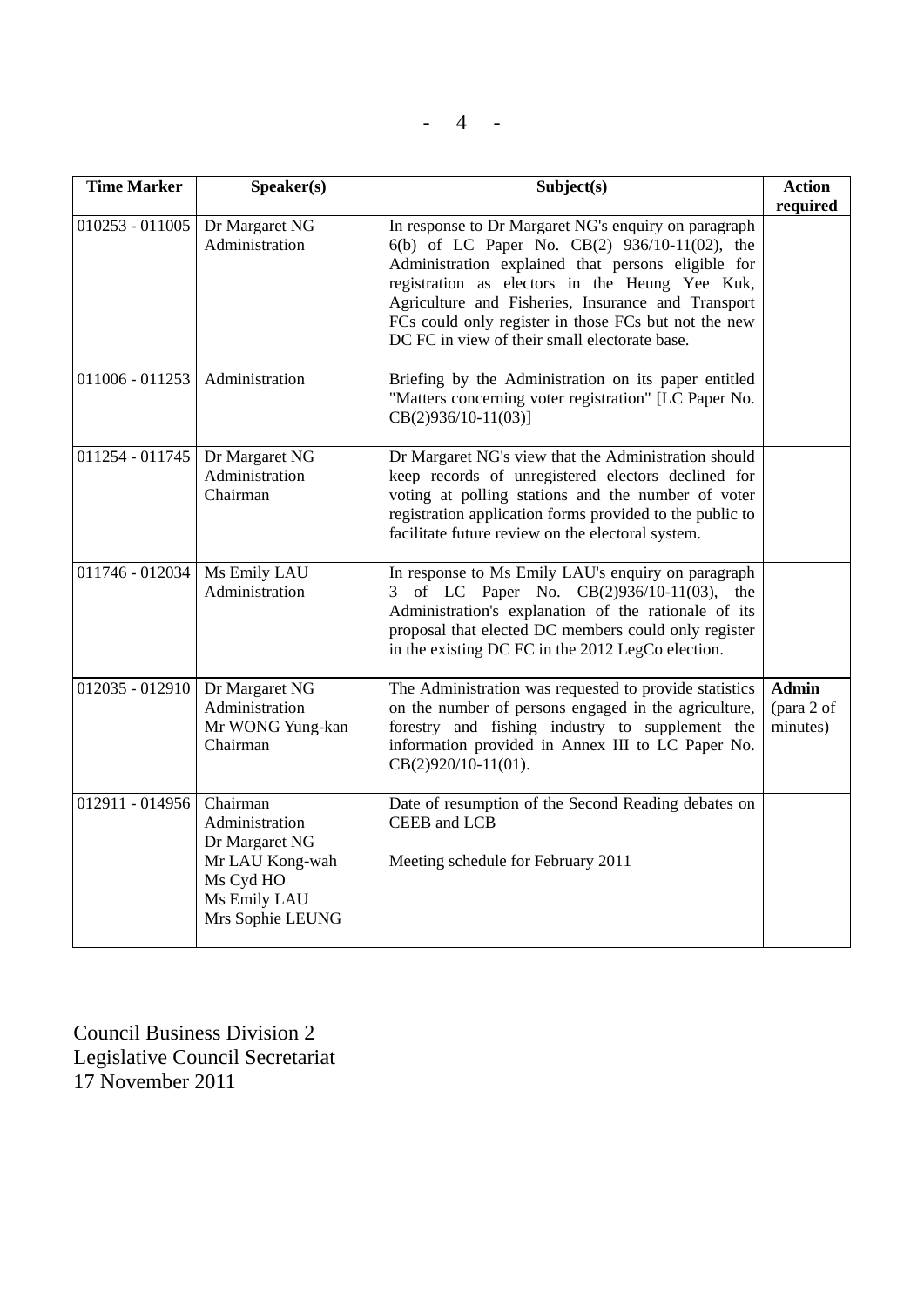| Time Marker | Speaker(s) | Subject(s) | Action required |
|---|---|---|---|
| 010253 - 011005 | Dr Margaret NG<br>Administration | In response to Dr Margaret NG's enquiry on paragraph 6(b) of LC Paper No. CB(2) 936/10-11(02), the Administration explained that persons eligible for registration as electors in the Heung Yee Kuk, Agriculture and Fisheries, Insurance and Transport FCs could only register in those FCs but not the new DC FC in view of their small electorate base. | |
| 011006 - 011253 | Administration | Briefing by the Administration on its paper entitled "Matters concerning voter registration" [LC Paper No. CB(2)936/10-11(03)] | |
| 011254 - 011745 | Dr Margaret NG<br>Administration<br>Chairman | Dr Margaret NG's view that the Administration should keep records of unregistered electors declined for voting at polling stations and the number of voter registration application forms provided to the public to facilitate future review on the electoral system. | |
| 011746 - 012034 | Ms Emily LAU<br>Administration | In response to Ms Emily LAU's enquiry on paragraph 3 of LC Paper No. CB(2)936/10-11(03), the Administration's explanation of the rationale of its proposal that elected DC members could only register in the existing DC FC in the 2012 LegCo election. | |
| 012035 - 012910 | Dr Margaret NG<br>Administration<br>Mr WONG Yung-kan<br>Chairman | The Administration was requested to provide statistics on the number of persons engaged in the agriculture, forestry and fishing industry to supplement the information provided in Annex III to LC Paper No. CB(2)920/10-11(01). | **Admin**<br>(para 2 of minutes) |
| 012911 - 014956 | Chairman<br>Administration<br>Dr Margaret NG<br>Mr LAU Kong-wah<br>Ms Cyd HO<br>Ms Emily LAU<br>Mrs Sophie LEUNG | Date of resumption of the Second Reading debates on CEEB and LCB<br><br>Meeting schedule for February 2011 | |

Council Business Division 2
Legislative Council Secretariat
17 November 2011